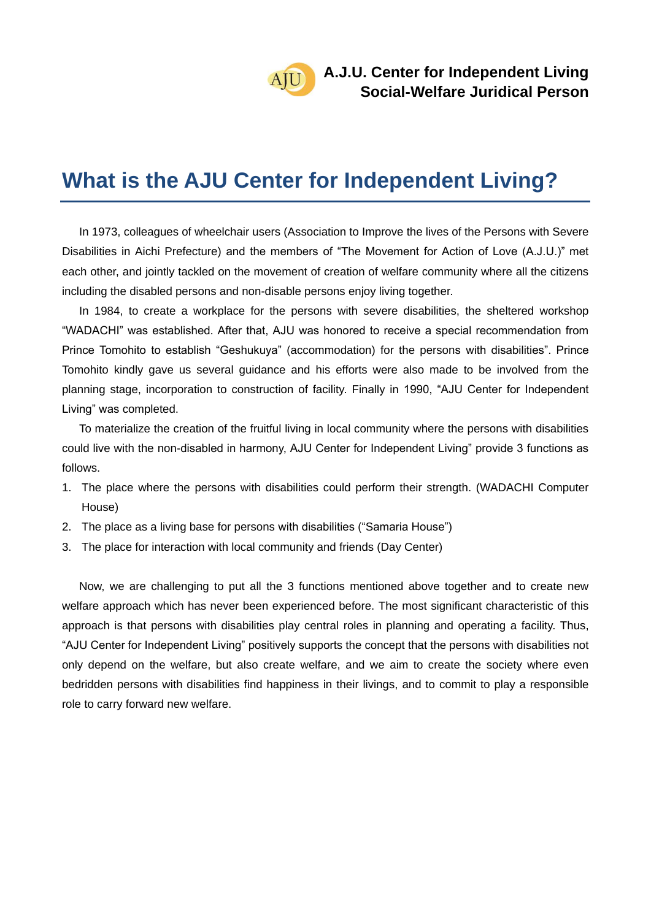**A.J.U. Center for Independent Living**
**Social-Welfare Juridical Person**

# What is the AJU Center for Independent Living?

In 1973, colleagues of wheelchair users (Association to Improve the lives of the Persons with Severe Disabilities in Aichi Prefecture) and the members of "The Movement for Action of Love (A.J.U.)" met each other, and jointly tackled on the movement of creation of welfare community where all the citizens including the disabled persons and non-disable persons enjoy living together.

In 1984, to create a workplace for the persons with severe disabilities, the sheltered workshop "WADACHI" was established. After that, AJU was honored to receive a special recommendation from Prince Tomohito to establish "Geshukuya" (accommodation) for the persons with disabilities". Prince Tomohito kindly gave us several guidance and his efforts were also made to be involved from the planning stage, incorporation to construction of facility. Finally in 1990, "AJU Center for Independent Living" was completed.

To materialize the creation of the fruitful living in local community where the persons with disabilities could live with the non-disabled in harmony, AJU Center for Independent Living" provide 3 functions as follows.

1. The place where the persons with disabilities could perform their strength. (WADACHI Computer House)
2. The place as a living base for persons with disabilities ("Samaria House")
3. The place for interaction with local community and friends (Day Center)

Now, we are challenging to put all the 3 functions mentioned above together and to create new welfare approach which has never been experienced before. The most significant characteristic of this approach is that persons with disabilities play central roles in planning and operating a facility. Thus, "AJU Center for Independent Living" positively supports the concept that the persons with disabilities not only depend on the welfare, but also create welfare, and we aim to create the society where even bedridden persons with disabilities find happiness in their livings, and to commit to play a responsible role to carry forward new welfare.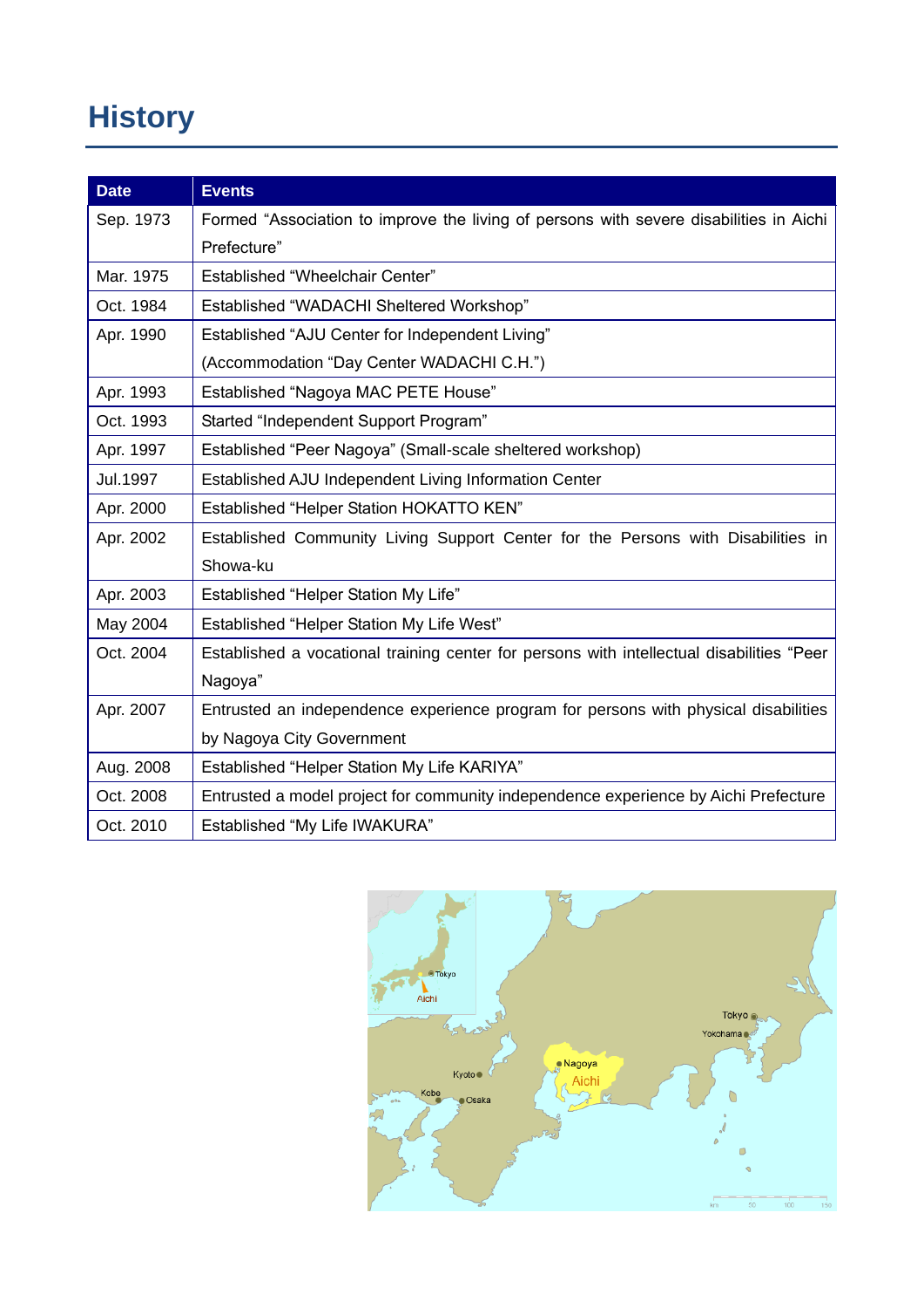# History

| Date | Events |
|---|---|
| Sep. 1973 | Formed “Association to improve the living of persons with severe disabilities in Aichi Prefecture” |
| Mar. 1975 | Established “Wheelchair Center” |
| Oct. 1984 | Established “WADACHI Sheltered Workshop” |
| Apr. 1990 | Established “AJU Center for Independent Living” (Accommodation “Day Center WADACHI C.H.”) |
| Apr. 1993 | Established “Nagoya MAC PETE House” |
| Oct. 1993 | Started “Independent Support Program” |
| Apr. 1997 | Established “Peer Nagoya” (Small-scale sheltered workshop) |
| Jul.1997 | Established AJU Independent Living Information Center |
| Apr. 2000 | Established “Helper Station HOKATTO KEN” |
| Apr. 2002 | Established Community Living Support Center for the Persons with Disabilities in Showa-ku |
| Apr. 2003 | Established “Helper Station My Life” |
| May 2004 | Established “Helper Station My Life West” |
| Oct. 2004 | Established a vocational training center for persons with intellectual disabilities “Peer Nagoya” |
| Apr. 2007 | Entrusted an independence experience program for persons with physical disabilities by Nagoya City Government |
| Aug. 2008 | Established “Helper Station My Life KARIYA” |
| Oct. 2008 | Entrusted a model project for community independence experience by Aichi Prefecture |
| Oct. 2010 | Established “My Life IWAKURA” |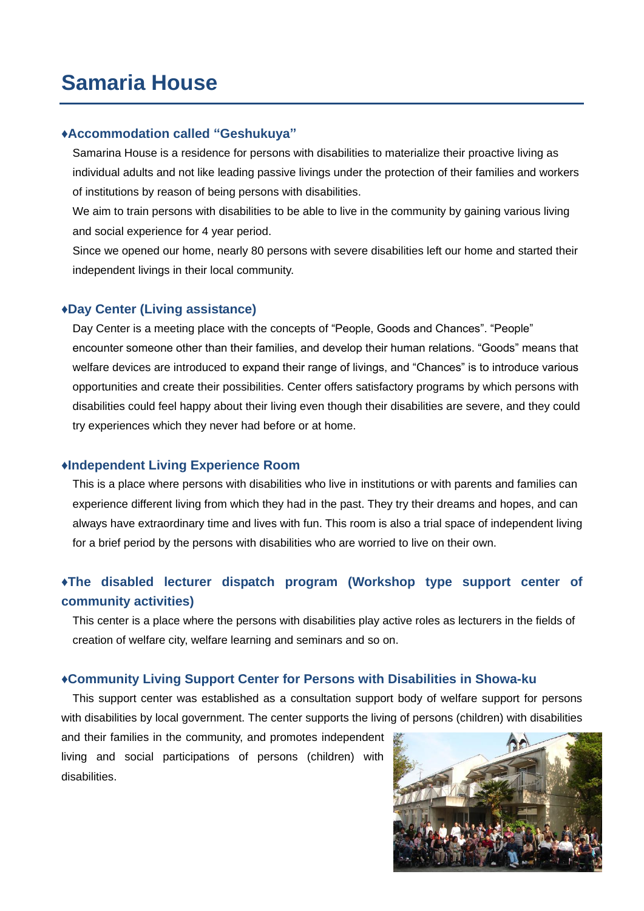# Samaria House

### ♦Accommodation called "Geshukuya"

Samarina House is a residence for persons with disabilities to materialize their proactive living as individual adults and not like leading passive livings under the protection of their families and workers of institutions by reason of being persons with disabilities.

We aim to train persons with disabilities to be able to live in the community by gaining various living and social experience for 4 year period.

Since we opened our home, nearly 80 persons with severe disabilities left our home and started their independent livings in their local community.

### ♦Day Center (Living assistance)

Day Center is a meeting place with the concepts of "People, Goods and Chances". "People" encounter someone other than their families, and develop their human relations. "Goods" means that welfare devices are introduced to expand their range of livings, and "Chances" is to introduce various opportunities and create their possibilities. Center offers satisfactory programs by which persons with disabilities could feel happy about their living even though their disabilities are severe, and they could try experiences which they never had before or at home.

### ♦Independent Living Experience Room

This is a place where persons with disabilities who live in institutions or with parents and families can experience different living from which they had in the past. They try their dreams and hopes, and can always have extraordinary time and lives with fun. This room is also a trial space of independent living for a brief period by the persons with disabilities who are worried to live on their own.

### ♦The disabled lecturer dispatch program (Workshop type support center of community activities)

This center is a place where the persons with disabilities play active roles as lecturers in the fields of creation of welfare city, welfare learning and seminars and so on.

### ♦Community Living Support Center for Persons with Disabilities in Showa-ku

This support center was established as a consultation support body of welfare support for persons with disabilities by local government. The center supports the living of persons (children) with disabilities and their families in the community, and promotes independent living and social participations of persons (children) with disabilities.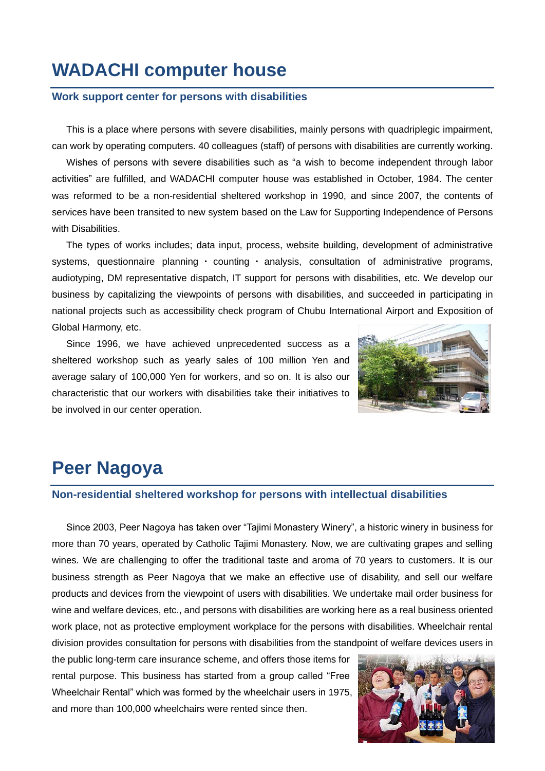# WADACHI computer house

## Work support center for persons with disabilities

This is a place where persons with severe disabilities, mainly persons with quadriplegic impairment, can work by operating computers. 40 colleagues (staff) of persons with disabilities are currently working.

Wishes of persons with severe disabilities such as "a wish to become independent through labor activities" are fulfilled, and WADACHI computer house was established in October, 1984. The center was reformed to be a non-residential sheltered workshop in 1990, and since 2007, the contents of services have been transited to new system based on the Law for Supporting Independence of Persons with Disabilities.

The types of works includes; data input, process, website building, development of administrative systems, questionnaire planning・counting・analysis, consultation of administrative programs, audiotyping, DM representative dispatch, IT support for persons with disabilities, etc. We develop our business by capitalizing the viewpoints of persons with disabilities, and succeeded in participating in national projects such as accessibility check program of Chubu International Airport and Exposition of Global Harmony, etc.

Since 1996, we have achieved unprecedented success as a sheltered workshop such as yearly sales of 100 million Yen and average salary of 100,000 Yen for workers, and so on. It is also our characteristic that our workers with disabilities take their initiatives to be involved in our center operation.

# Peer Nagoya

## Non-residential sheltered workshop for persons with intellectual disabilities

Since 2003, Peer Nagoya has taken over "Tajimi Monastery Winery", a historic winery in business for more than 70 years, operated by Catholic Tajimi Monastery. Now, we are cultivating grapes and selling wines. We are challenging to offer the traditional taste and aroma of 70 years to customers. It is our business strength as Peer Nagoya that we make an effective use of disability, and sell our welfare products and devices from the viewpoint of users with disabilities. We undertake mail order business for wine and welfare devices, etc., and persons with disabilities are working here as a real business oriented work place, not as protective employment workplace for the persons with disabilities. Wheelchair rental division provides consultation for persons with disabilities from the standpoint of welfare devices users in the public long-term care insurance scheme, and offers those items for rental purpose. This business has started from a group called "Free Wheelchair Rental" which was formed by the wheelchair users in 1975, and more than 100,000 wheelchairs were rented since then.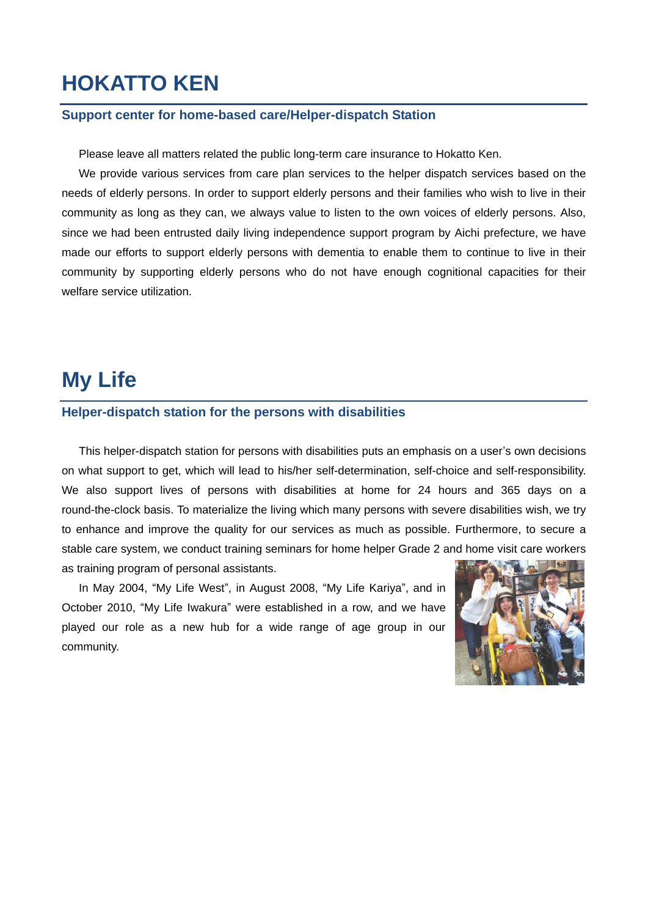# HOKATTO KEN

## Support center for home-based care/Helper-dispatch Station

Please leave all matters related the public long-term care insurance to Hokatto Ken.

We provide various services from care plan services to the helper dispatch services based on the needs of elderly persons. In order to support elderly persons and their families who wish to live in their community as long as they can, we always value to listen to the own voices of elderly persons. Also, since we had been entrusted daily living independence support program by Aichi prefecture, we have made our efforts to support elderly persons with dementia to enable them to continue to live in their community by supporting elderly persons who do not have enough cognitional capacities for their welfare service utilization.

# My Life

## Helper-dispatch station for the persons with disabilities

This helper-dispatch station for persons with disabilities puts an emphasis on a user's own decisions on what support to get, which will lead to his/her self-determination, self-choice and self-responsibility. We also support lives of persons with disabilities at home for 24 hours and 365 days on a round-the-clock basis. To materialize the living which many persons with severe disabilities wish, we try to enhance and improve the quality for our services as much as possible. Furthermore, to secure a stable care system, we conduct training seminars for home helper Grade 2 and home visit care workers as training program of personal assistants.

In May 2004, "My Life West", in August 2008, "My Life Kariya", and in October 2010, "My Life Iwakura" were established in a row, and we have played our role as a new hub for a wide range of age group in our community.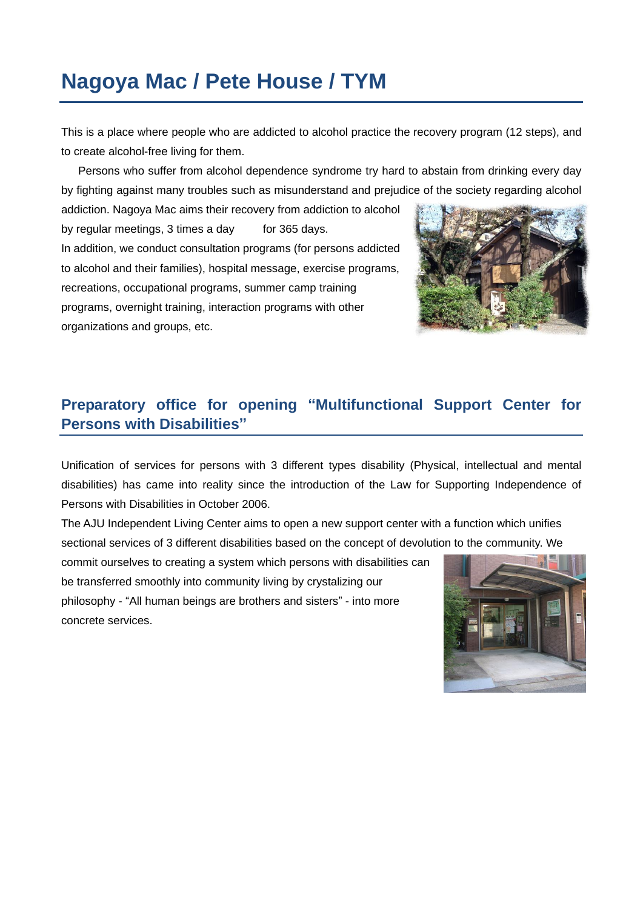# Nagoya Mac / Pete House / TYM

This is a place where people who are addicted to alcohol practice the recovery program (12 steps), and to create alcohol-free living for them.

Persons who suffer from alcohol dependence syndrome try hard to abstain from drinking every day by fighting against many troubles such as misunderstand and prejudice of the society regarding alcohol addiction. Nagoya Mac aims their recovery from addiction to alcohol by regular meetings, 3 times a day for 365 days.

In addition, we conduct consultation programs (for persons addicted to alcohol and their families), hospital message, exercise programs, recreations, occupational programs, summer camp training programs, overnight training, interaction programs with other organizations and groups, etc.

## Preparatory office for opening “Multifunctional Support Center for Persons with Disabilities”

Unification of services for persons with 3 different types disability (Physical, intellectual and mental disabilities) has came into reality since the introduction of the Law for Supporting Independence of Persons with Disabilities in October 2006.

The AJU Independent Living Center aims to open a new support center with a function which unifies sectional services of 3 different disabilities based on the concept of devolution to the community. We commit ourselves to creating a system which persons with disabilities can be transferred smoothly into community living by crystalizing our philosophy - “All human beings are brothers and sisters” - into more concrete services.